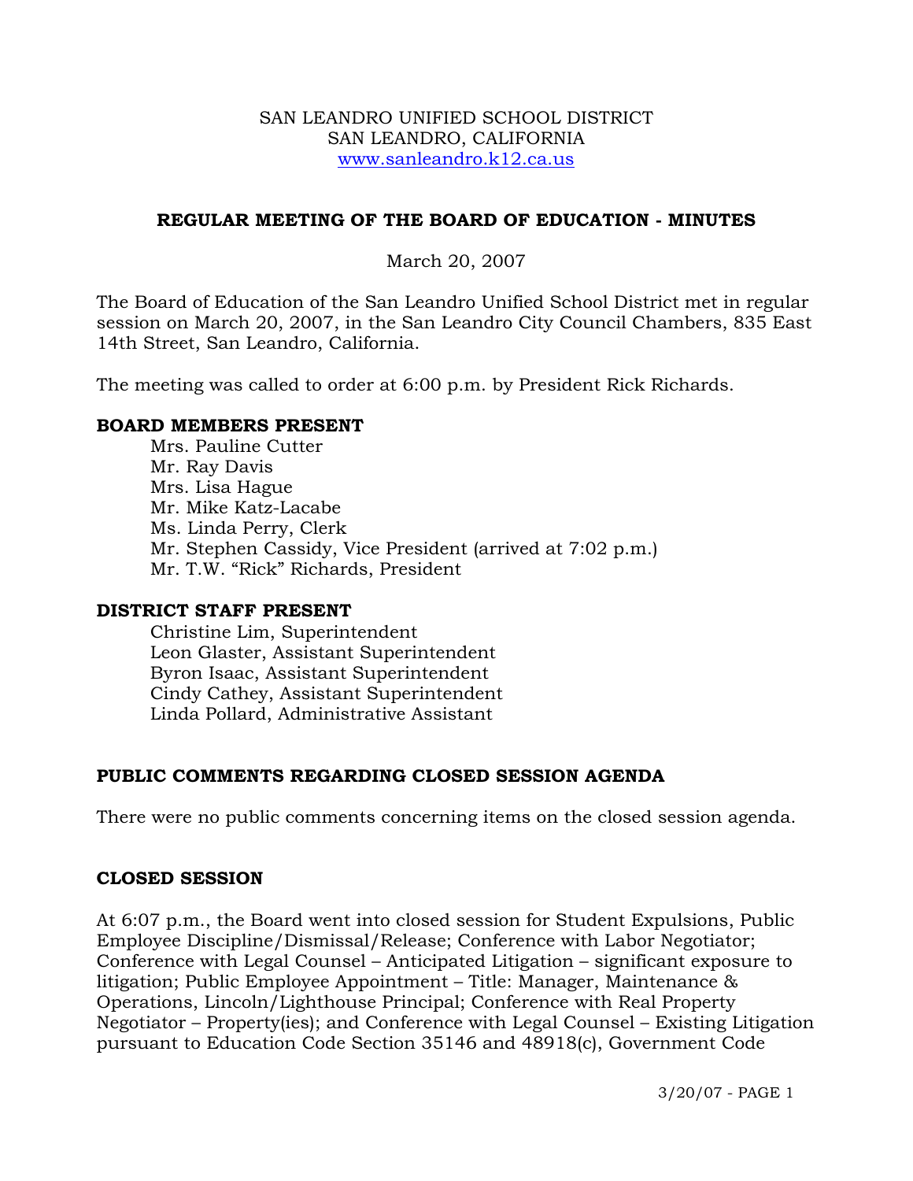SAN LEANDRO UNIFIED SCHOOL DISTRICT
SAN LEANDRO, CALIFORNIA
www.sanleandro.k12.ca.us

## REGULAR MEETING OF THE BOARD OF EDUCATION - MINUTES

March 20, 2007

The Board of Education of the San Leandro Unified School District met in regular session on March 20, 2007, in the San Leandro City Council Chambers, 835 East 14th Street, San Leandro, California.

The meeting was called to order at 6:00 p.m. by President Rick Richards.

### BOARD MEMBERS PRESENT

Mrs. Pauline Cutter
Mr. Ray Davis
Mrs. Lisa Hague
Mr. Mike Katz-Lacabe
Ms. Linda Perry, Clerk
Mr. Stephen Cassidy, Vice President (arrived at 7:02 p.m.)
Mr. T.W. "Rick" Richards, President

### DISTRICT STAFF PRESENT

Christine Lim, Superintendent
Leon Glaster, Assistant Superintendent
Byron Isaac, Assistant Superintendent
Cindy Cathey, Assistant Superintendent
Linda Pollard, Administrative Assistant

### PUBLIC COMMENTS REGARDING CLOSED SESSION AGENDA

There were no public comments concerning items on the closed session agenda.

### CLOSED SESSION

At 6:07 p.m., the Board went into closed session for Student Expulsions, Public Employee Discipline/Dismissal/Release; Conference with Labor Negotiator; Conference with Legal Counsel – Anticipated Litigation – significant exposure to litigation; Public Employee Appointment – Title: Manager, Maintenance & Operations, Lincoln/Lighthouse Principal; Conference with Real Property Negotiator – Property(ies); and Conference with Legal Counsel – Existing Litigation pursuant to Education Code Section 35146 and 48918(c), Government Code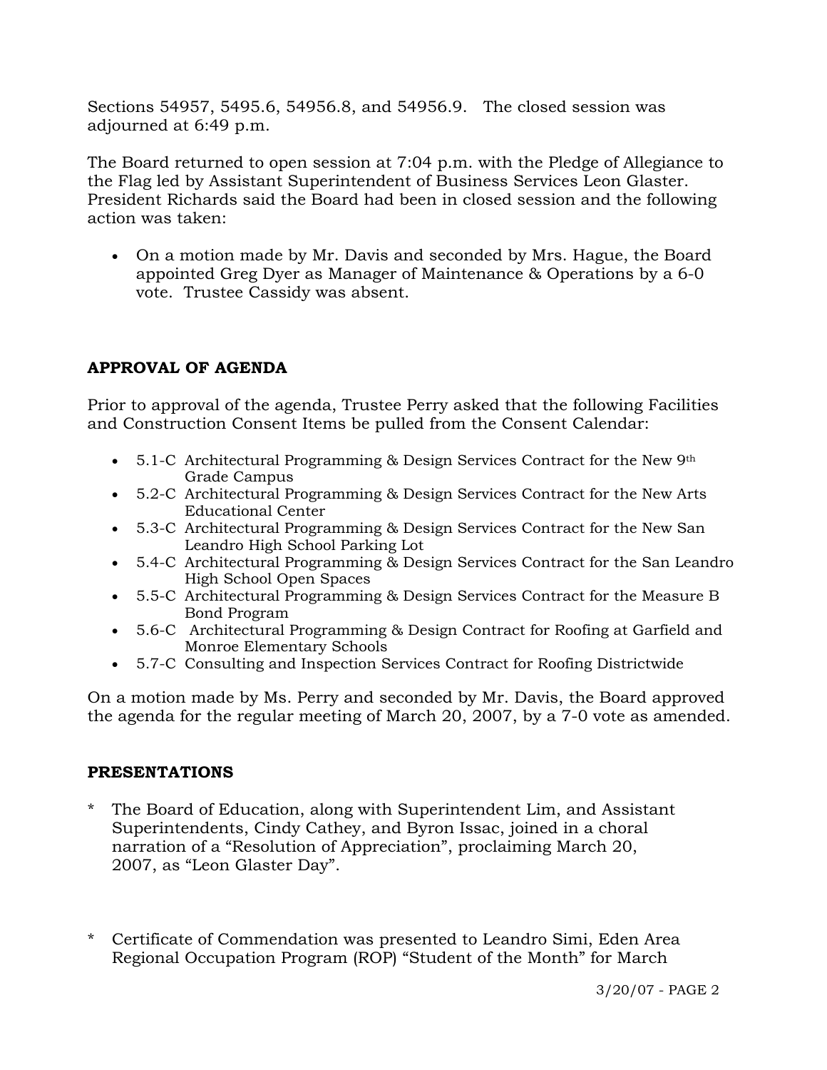Sections 54957, 5495.6, 54956.8, and 54956.9. The closed session was adjourned at 6:49 p.m.

The Board returned to open session at 7:04 p.m. with the Pledge of Allegiance to the Flag led by Assistant Superintendent of Business Services Leon Glaster. President Richards said the Board had been in closed session and the following action was taken:

- On a motion made by Mr. Davis and seconded by Mrs. Hague, the Board appointed Greg Dyer as Manager of Maintenance & Operations by a 6-0 vote. Trustee Cassidy was absent.

## APPROVAL OF AGENDA

Prior to approval of the agenda, Trustee Perry asked that the following Facilities and Construction Consent Items be pulled from the Consent Calendar:

- 5.1-C Architectural Programming & Design Services Contract for the New 9th Grade Campus
- 5.2-C Architectural Programming & Design Services Contract for the New Arts Educational Center
- 5.3-C Architectural Programming & Design Services Contract for the New San Leandro High School Parking Lot
- 5.4-C Architectural Programming & Design Services Contract for the San Leandro High School Open Spaces
- 5.5-C Architectural Programming & Design Services Contract for the Measure B Bond Program
- 5.6-C Architectural Programming & Design Contract for Roofing at Garfield and Monroe Elementary Schools
- 5.7-C Consulting and Inspection Services Contract for Roofing Districtwide

On a motion made by Ms. Perry and seconded by Mr. Davis, the Board approved the agenda for the regular meeting of March 20, 2007, by a 7-0 vote as amended.

## PRESENTATIONS

\* The Board of Education, along with Superintendent Lim, and Assistant Superintendents, Cindy Cathey, and Byron Issac, joined in a choral narration of a "Resolution of Appreciation", proclaiming March 20, 2007, as "Leon Glaster Day".

\* Certificate of Commendation was presented to Leandro Simi, Eden Area Regional Occupation Program (ROP) "Student of the Month" for March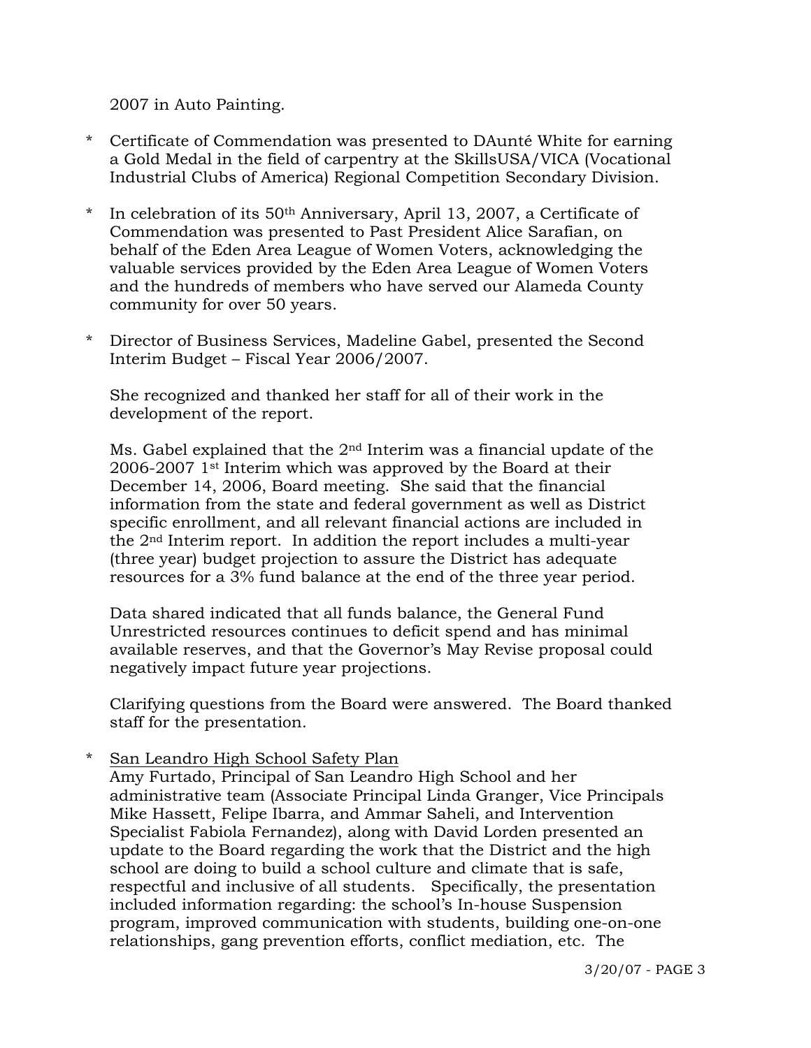2007 in Auto Painting.

* Certificate of Commendation was presented to DAunté White for earning a Gold Medal in the field of carpentry at the SkillsUSA/VICA (Vocational Industrial Clubs of America) Regional Competition Secondary Division.

* In celebration of its 50th Anniversary, April 13, 2007, a Certificate of Commendation was presented to Past President Alice Sarafian, on behalf of the Eden Area League of Women Voters, acknowledging the valuable services provided by the Eden Area League of Women Voters and the hundreds of members who have served our Alameda County community for over 50 years.

* Director of Business Services, Madeline Gabel, presented the Second Interim Budget – Fiscal Year 2006/2007.

  She recognized and thanked her staff for all of their work in the development of the report.

  Ms. Gabel explained that the 2nd Interim was a financial update of the 2006-2007 1st Interim which was approved by the Board at their December 14, 2006, Board meeting. She said that the financial information from the state and federal government as well as District specific enrollment, and all relevant financial actions are included in the 2nd Interim report. In addition the report includes a multi-year (three year) budget projection to assure the District has adequate resources for a 3% fund balance at the end of the three year period.

  Data shared indicated that all funds balance, the General Fund Unrestricted resources continues to deficit spend and has minimal available reserves, and that the Governor's May Revise proposal could negatively impact future year projections.

  Clarifying questions from the Board were answered. The Board thanked staff for the presentation.

* <u>San Leandro High School Safety Plan</u>
  Amy Furtado, Principal of San Leandro High School and her administrative team (Associate Principal Linda Granger, Vice Principals Mike Hassett, Felipe Ibarra, and Ammar Saheli, and Intervention Specialist Fabiola Fernandez), along with David Lorden presented an update to the Board regarding the work that the District and the high school are doing to build a school culture and climate that is safe, respectful and inclusive of all students. Specifically, the presentation included information regarding: the school's In-house Suspension program, improved communication with students, building one-on-one relationships, gang prevention efforts, conflict mediation, etc. The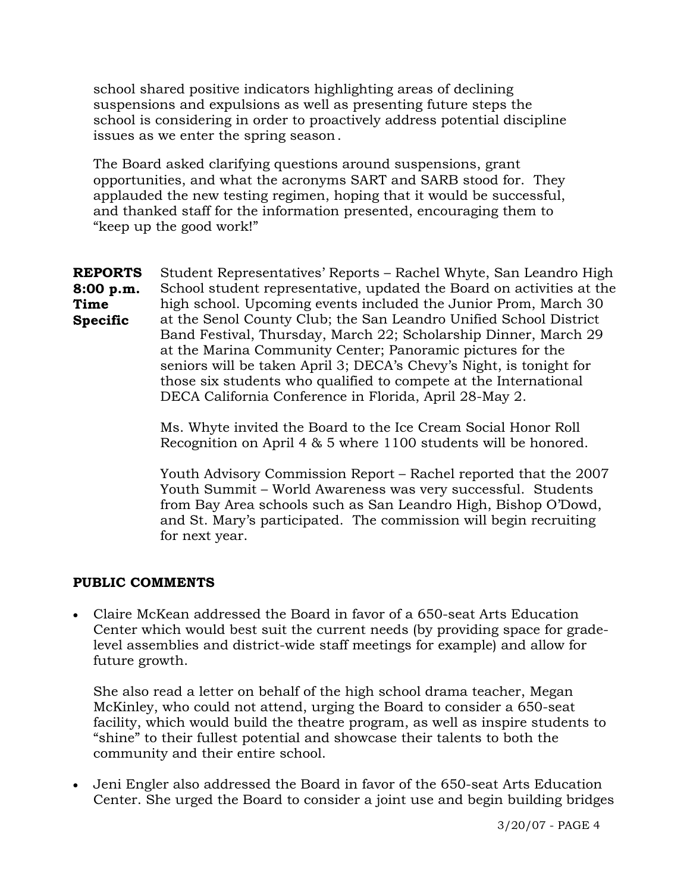school shared positive indicators highlighting areas of declining suspensions and expulsions as well as presenting future steps the school is considering in order to proactively address potential discipline issues as we enter the spring season.

The Board asked clarifying questions around suspensions, grant opportunities, and what the acronyms SART and SARB stood for. They applauded the new testing regimen, hoping that it would be successful, and thanked staff for the information presented, encouraging them to "keep up the good work!"

**REPORTS 8:00 p.m. Time Specific**

Student Representatives' Reports – Rachel Whyte, San Leandro High School student representative, updated the Board on activities at the high school. Upcoming events included the Junior Prom, March 30 at the Senol County Club; the San Leandro Unified School District Band Festival, Thursday, March 22; Scholarship Dinner, March 29 at the Marina Community Center; Panoramic pictures for the seniors will be taken April 3; DECA's Chevy's Night, is tonight for those six students who qualified to compete at the International DECA California Conference in Florida, April 28-May 2.

Ms. Whyte invited the Board to the Ice Cream Social Honor Roll Recognition on April 4 & 5 where 1100 students will be honored.

Youth Advisory Commission Report – Rachel reported that the 2007 Youth Summit – World Awareness was very successful. Students from Bay Area schools such as San Leandro High, Bishop O'Dowd, and St. Mary's participated. The commission will begin recruiting for next year.

**PUBLIC COMMENTS**

- Claire McKean addressed the Board in favor of a 650-seat Arts Education Center which would best suit the current needs (by providing space for grade-level assemblies and district-wide staff meetings for example) and allow for future growth.

  She also read a letter on behalf of the high school drama teacher, Megan McKinley, who could not attend, urging the Board to consider a 650-seat facility, which would build the theatre program, as well as inspire students to "shine" to their fullest potential and showcase their talents to both the community and their entire school.

- Jeni Engler also addressed the Board in favor of the 650-seat Arts Education Center. She urged the Board to consider a joint use and begin building bridges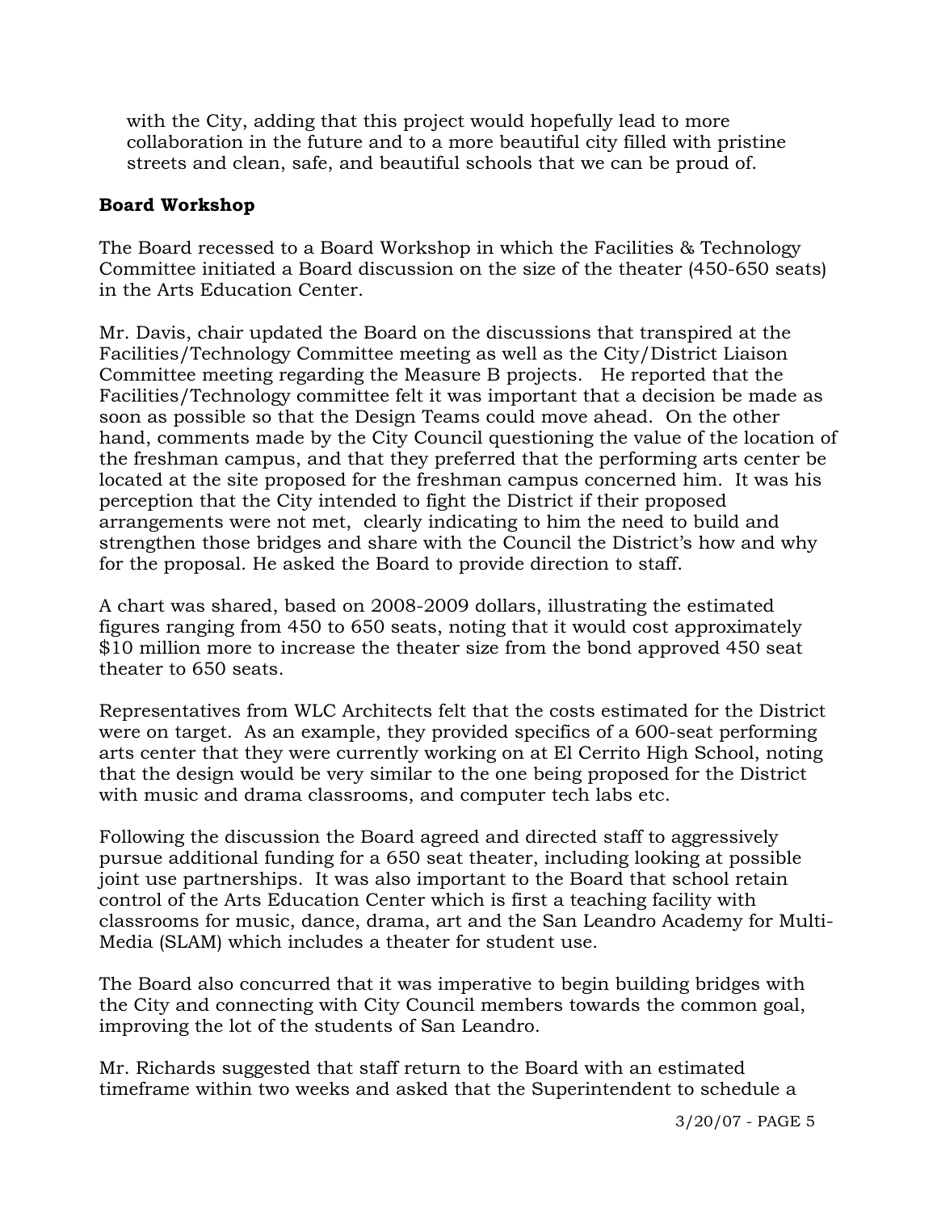with the City, adding that this project would hopefully lead to more collaboration in the future and to a more beautiful city filled with pristine streets and clean, safe, and beautiful schools that we can be proud of.

**Board Workshop**

The Board recessed to a Board Workshop in which the Facilities & Technology Committee initiated a Board discussion on the size of the theater (450-650 seats) in the Arts Education Center.

Mr. Davis, chair updated the Board on the discussions that transpired at the Facilities/Technology Committee meeting as well as the City/District Liaison Committee meeting regarding the Measure B projects. He reported that the Facilities/Technology committee felt it was important that a decision be made as soon as possible so that the Design Teams could move ahead. On the other hand, comments made by the City Council questioning the value of the location of the freshman campus, and that they preferred that the performing arts center be located at the site proposed for the freshman campus concerned him. It was his perception that the City intended to fight the District if their proposed arrangements were not met, clearly indicating to him the need to build and strengthen those bridges and share with the Council the District's how and why for the proposal. He asked the Board to provide direction to staff.

A chart was shared, based on 2008-2009 dollars, illustrating the estimated figures ranging from 450 to 650 seats, noting that it would cost approximately $10 million more to increase the theater size from the bond approved 450 seat theater to 650 seats.

Representatives from WLC Architects felt that the costs estimated for the District were on target. As an example, they provided specifics of a 600-seat performing arts center that they were currently working on at El Cerrito High School, noting that the design would be very similar to the one being proposed for the District with music and drama classrooms, and computer tech labs etc.

Following the discussion the Board agreed and directed staff to aggressively pursue additional funding for a 650 seat theater, including looking at possible joint use partnerships. It was also important to the Board that school retain control of the Arts Education Center which is first a teaching facility with classrooms for music, dance, drama, art and the San Leandro Academy for Multi-Media (SLAM) which includes a theater for student use.

The Board also concurred that it was imperative to begin building bridges with the City and connecting with City Council members towards the common goal, improving the lot of the students of San Leandro.

Mr. Richards suggested that staff return to the Board with an estimated timeframe within two weeks and asked that the Superintendent to schedule a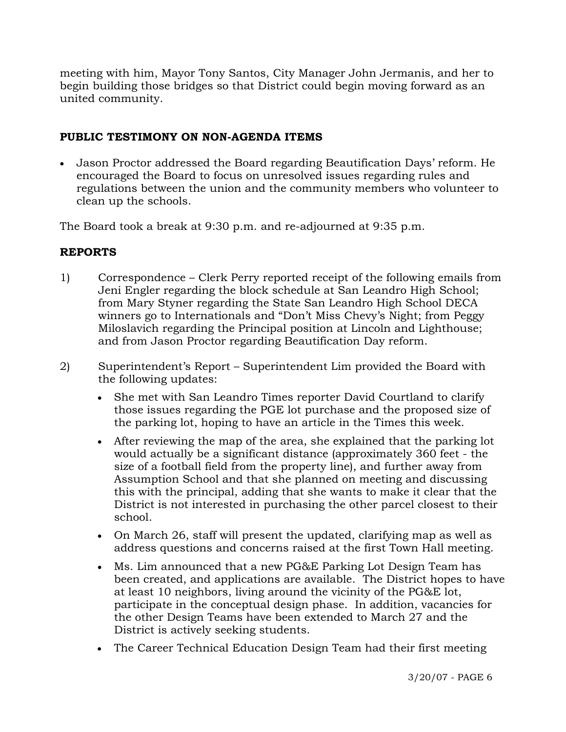meeting with him, Mayor Tony Santos, City Manager John Jermanis, and her to begin building those bridges so that District could begin moving forward as an united community.

## PUBLIC TESTIMONY ON NON-AGENDA ITEMS

- Jason Proctor addressed the Board regarding Beautification Days' reform. He encouraged the Board to focus on unresolved issues regarding rules and regulations between the union and the community members who volunteer to clean up the schools.

The Board took a break at 9:30 p.m. and re-adjourned at 9:35 p.m.

## REPORTS

1) Correspondence – Clerk Perry reported receipt of the following emails from Jeni Engler regarding the block schedule at San Leandro High School; from Mary Styner regarding the State San Leandro High School DECA winners go to Internationals and "Don't Miss Chevy's Night; from Peggy Miloslavich regarding the Principal position at Lincoln and Lighthouse; and from Jason Proctor regarding Beautification Day reform.

2) Superintendent's Report – Superintendent Lim provided the Board with the following updates:

   - She met with San Leandro Times reporter David Courtland to clarify those issues regarding the PGE lot purchase and the proposed size of the parking lot, hoping to have an article in the Times this week.
   - After reviewing the map of the area, she explained that the parking lot would actually be a significant distance (approximately 360 feet - the size of a football field from the property line), and further away from Assumption School and that she planned on meeting and discussing this with the principal, adding that she wants to make it clear that the District is not interested in purchasing the other parcel closest to their school.
   - On March 26, staff will present the updated, clarifying map as well as address questions and concerns raised at the first Town Hall meeting.
   - Ms. Lim announced that a new PG&E Parking Lot Design Team has been created, and applications are available. The District hopes to have at least 10 neighbors, living around the vicinity of the PG&E lot, participate in the conceptual design phase. In addition, vacancies for the other Design Teams have been extended to March 27 and the District is actively seeking students.
   - The Career Technical Education Design Team had their first meeting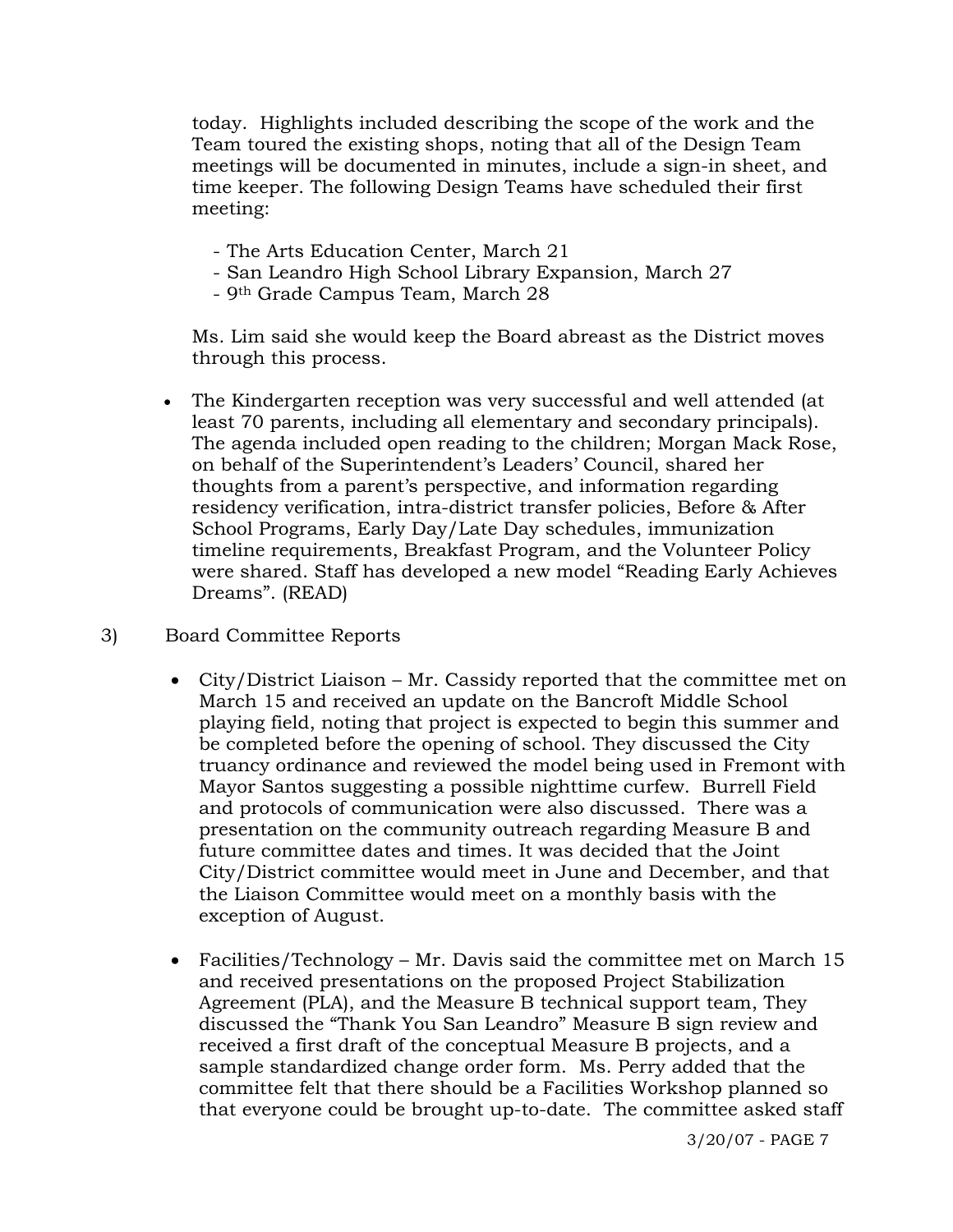today. Highlights included describing the scope of the work and the Team toured the existing shops, noting that all of the Design Team meetings will be documented in minutes, include a sign-in sheet, and time keeper. The following Design Teams have scheduled their first meeting:

- The Arts Education Center, March 21
- San Leandro High School Library Expansion, March 27
- 9th Grade Campus Team, March 28

Ms. Lim said she would keep the Board abreast as the District moves through this process.

- The Kindergarten reception was very successful and well attended (at least 70 parents, including all elementary and secondary principals). The agenda included open reading to the children; Morgan Mack Rose, on behalf of the Superintendent's Leaders' Council, shared her thoughts from a parent's perspective, and information regarding residency verification, intra-district transfer policies, Before & After School Programs, Early Day/Late Day schedules, immunization timeline requirements, Breakfast Program, and the Volunteer Policy were shared. Staff has developed a new model "Reading Early Achieves Dreams". (READ)

3) Board Committee Reports

- City/District Liaison – Mr. Cassidy reported that the committee met on March 15 and received an update on the Bancroft Middle School playing field, noting that project is expected to begin this summer and be completed before the opening of school. They discussed the City truancy ordinance and reviewed the model being used in Fremont with Mayor Santos suggesting a possible nighttime curfew. Burrell Field and protocols of communication were also discussed. There was a presentation on the community outreach regarding Measure B and future committee dates and times. It was decided that the Joint City/District committee would meet in June and December, and that the Liaison Committee would meet on a monthly basis with the exception of August.

- Facilities/Technology – Mr. Davis said the committee met on March 15 and received presentations on the proposed Project Stabilization Agreement (PLA), and the Measure B technical support team, They discussed the "Thank You San Leandro" Measure B sign review and received a first draft of the conceptual Measure B projects, and a sample standardized change order form. Ms. Perry added that the committee felt that there should be a Facilities Workshop planned so that everyone could be brought up-to-date. The committee asked staff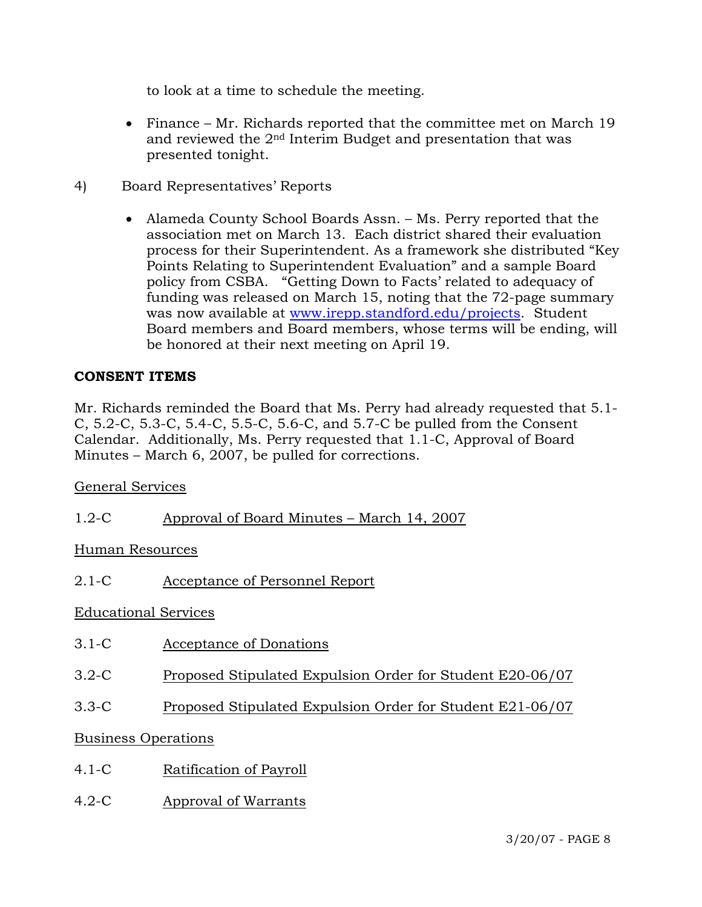to look at a time to schedule the meeting.

- Finance – Mr. Richards reported that the committee met on March 19 and reviewed the 2nd Interim Budget and presentation that was presented tonight.

4) Board Representatives' Reports

- Alameda County School Boards Assn. – Ms. Perry reported that the association met on March 13. Each district shared their evaluation process for their Superintendent. As a framework she distributed "Key Points Relating to Superintendent Evaluation" and a sample Board policy from CSBA. "Getting Down to Facts' related to adequacy of funding was released on March 15, noting that the 72-page summary was now available at www.irepp.standford.edu/projects. Student Board members and Board members, whose terms will be ending, will be honored at their next meeting on April 19.

**CONSENT ITEMS**

Mr. Richards reminded the Board that Ms. Perry had already requested that 5.1-C, 5.2-C, 5.3-C, 5.4-C, 5.5-C, 5.6-C, and 5.7-C be pulled from the Consent Calendar. Additionally, Ms. Perry requested that 1.1-C, Approval of Board Minutes – March 6, 2007, be pulled for corrections.

General Services

1.2-C Approval of Board Minutes – March 14, 2007

Human Resources

2.1-C Acceptance of Personnel Report

Educational Services

3.1-C Acceptance of Donations

3.2-C Proposed Stipulated Expulsion Order for Student E20-06/07

3.3-C Proposed Stipulated Expulsion Order for Student E21-06/07

Business Operations

4.1-C Ratification of Payroll

4.2-C Approval of Warrants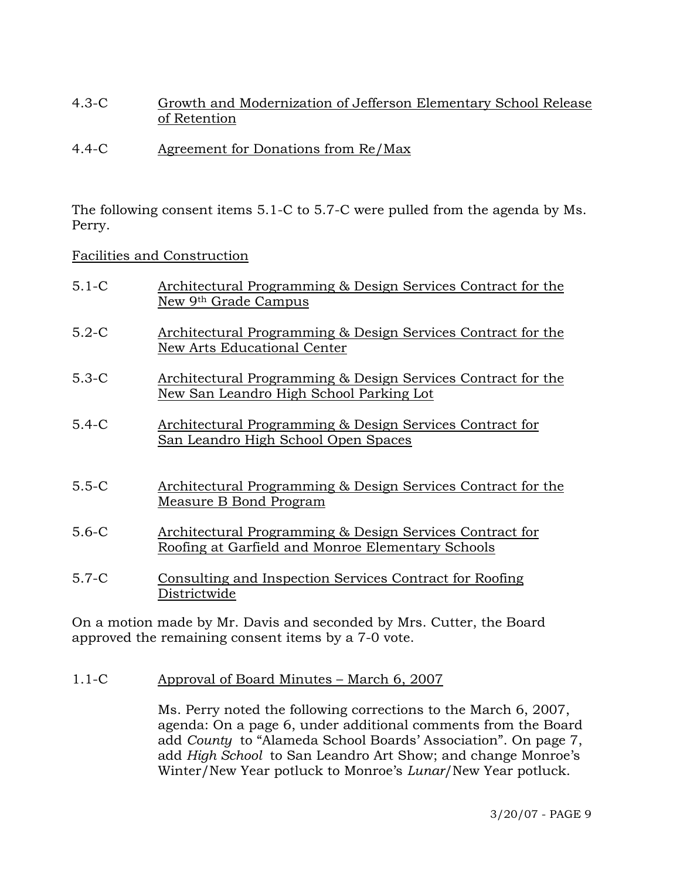4.3-C Growth and Modernization of Jefferson Elementary School Release of Retention

4.4-C Agreement for Donations from Re/Max

The following consent items 5.1-C to 5.7-C were pulled from the agenda by Ms. Perry.

Facilities and Construction

5.1-C Architectural Programming & Design Services Contract for the New 9th Grade Campus

5.2-C Architectural Programming & Design Services Contract for the New Arts Educational Center

5.3-C Architectural Programming & Design Services Contract for the New San Leandro High School Parking Lot

5.4-C Architectural Programming & Design Services Contract for San Leandro High School Open Spaces

5.5-C Architectural Programming & Design Services Contract for the Measure B Bond Program

5.6-C Architectural Programming & Design Services Contract for Roofing at Garfield and Monroe Elementary Schools

5.7-C Consulting and Inspection Services Contract for Roofing Districtwide

On a motion made by Mr. Davis and seconded by Mrs. Cutter, the Board approved the remaining consent items by a 7-0 vote.

1.1-C Approval of Board Minutes – March 6, 2007

Ms. Perry noted the following corrections to the March 6, 2007, agenda: On a page 6, under additional comments from the Board add *County* to "Alameda School Boards' Association". On page 7, add *High School* to San Leandro Art Show; and change Monroe's Winter/New Year potluck to Monroe's *Lunar*/New Year potluck.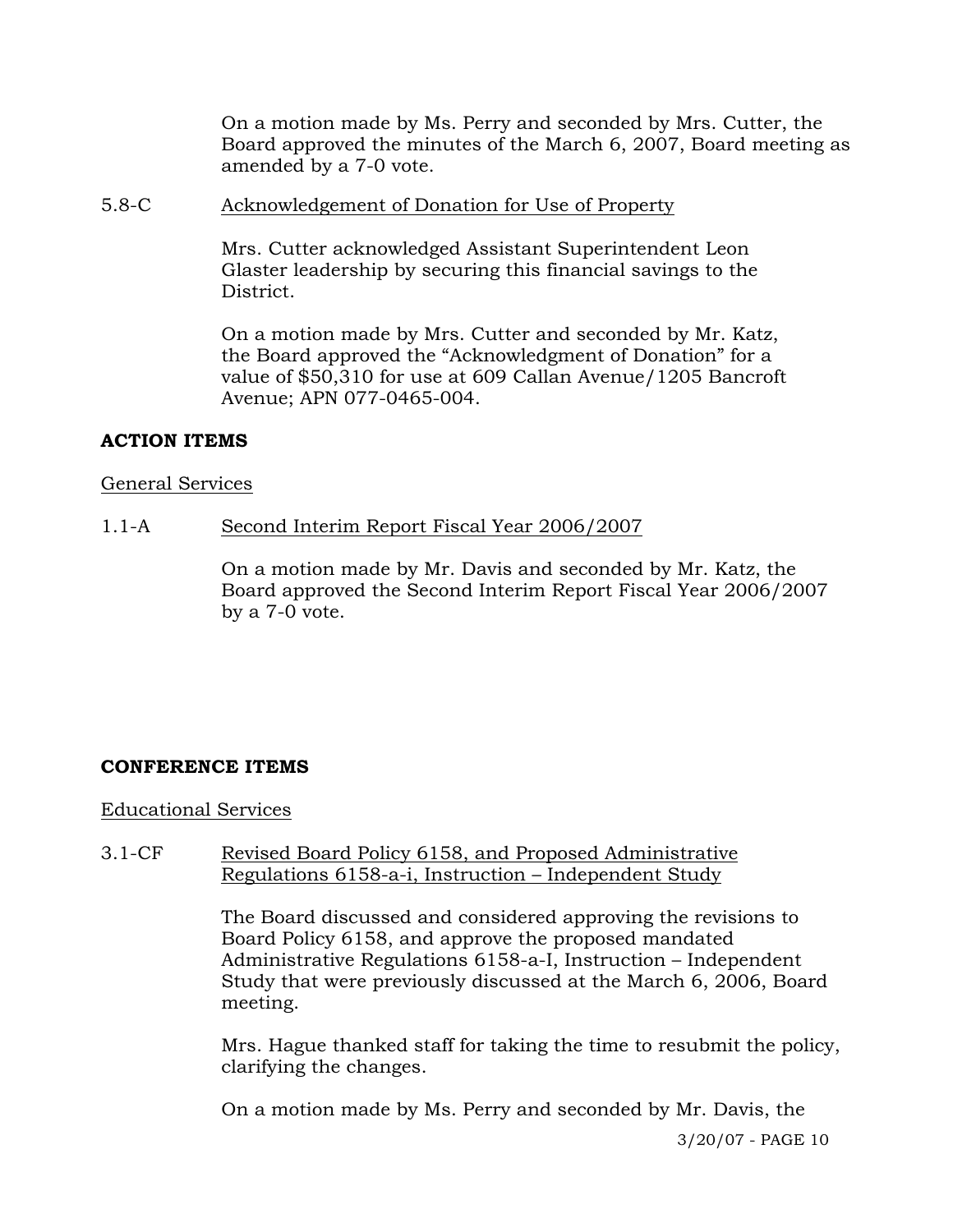On a motion made by Ms. Perry and seconded by Mrs. Cutter, the Board approved the minutes of the March 6, 2007, Board meeting as amended by a 7-0 vote.

5.8-C Acknowledgement of Donation for Use of Property

Mrs. Cutter acknowledged Assistant Superintendent Leon Glaster leadership by securing this financial savings to the District.

On a motion made by Mrs. Cutter and seconded by Mr. Katz, the Board approved the "Acknowledgment of Donation" for a value of $50,310 for use at 609 Callan Avenue/1205 Bancroft Avenue; APN 077-0465-004.

**ACTION ITEMS**

General Services

1.1-A Second Interim Report Fiscal Year 2006/2007

On a motion made by Mr. Davis and seconded by Mr. Katz, the Board approved the Second Interim Report Fiscal Year 2006/2007 by a 7-0 vote.

**CONFERENCE ITEMS**

Educational Services

3.1-CF Revised Board Policy 6158, and Proposed Administrative Regulations 6158-a-i, Instruction – Independent Study

The Board discussed and considered approving the revisions to Board Policy 6158, and approve the proposed mandated Administrative Regulations 6158-a-I, Instruction – Independent Study that were previously discussed at the March 6, 2006, Board meeting.

Mrs. Hague thanked staff for taking the time to resubmit the policy, clarifying the changes.

On a motion made by Ms. Perry and seconded by Mr. Davis, the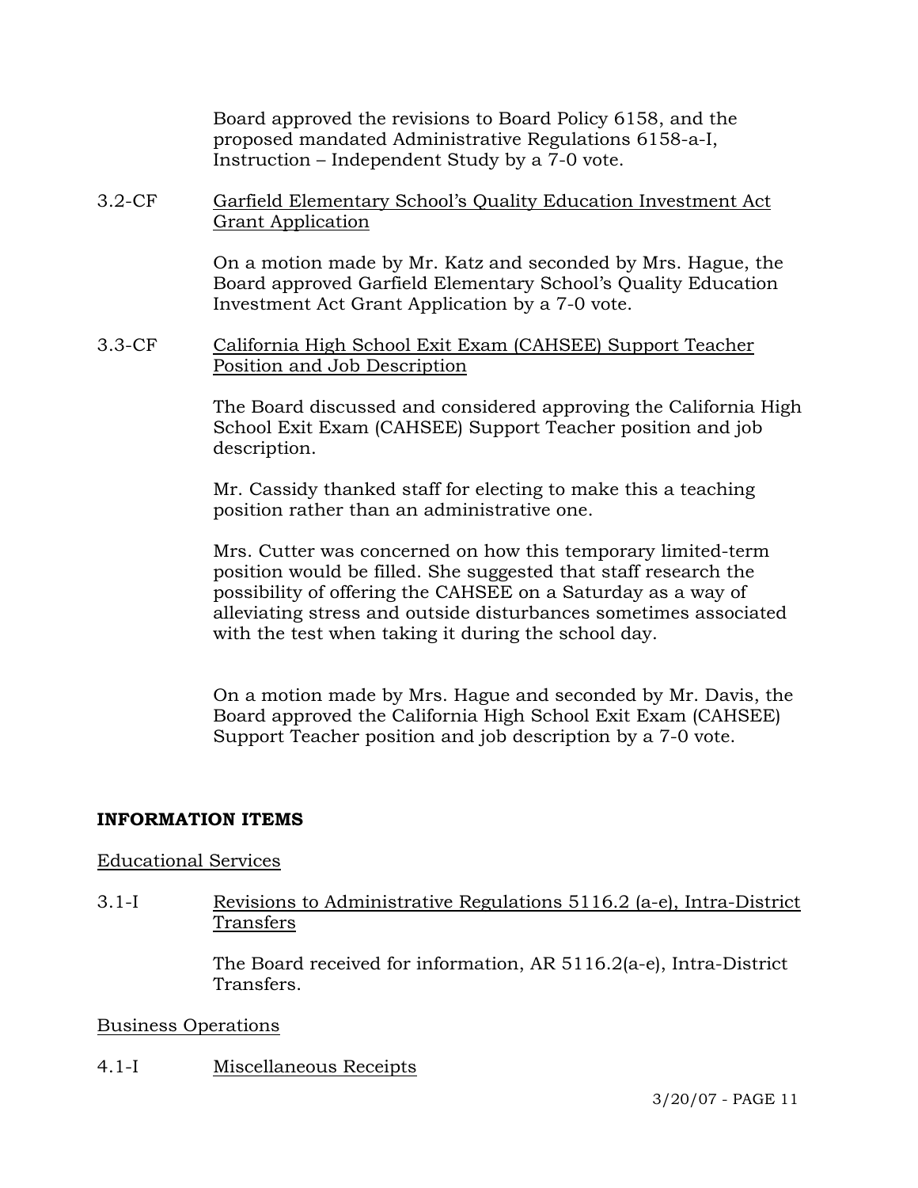Board approved the revisions to Board Policy 6158, and the proposed mandated Administrative Regulations 6158-a-I, Instruction – Independent Study by a 7-0 vote.

3.2-CF Garfield Elementary School's Quality Education Investment Act Grant Application

On a motion made by Mr. Katz and seconded by Mrs. Hague, the Board approved Garfield Elementary School's Quality Education Investment Act Grant Application by a 7-0 vote.

3.3-CF California High School Exit Exam (CAHSEE) Support Teacher Position and Job Description

The Board discussed and considered approving the California High School Exit Exam (CAHSEE) Support Teacher position and job description.

Mr. Cassidy thanked staff for electing to make this a teaching position rather than an administrative one.

Mrs. Cutter was concerned on how this temporary limited-term position would be filled. She suggested that staff research the possibility of offering the CAHSEE on a Saturday as a way of alleviating stress and outside disturbances sometimes associated with the test when taking it during the school day.

On a motion made by Mrs. Hague and seconded by Mr. Davis, the Board approved the California High School Exit Exam (CAHSEE) Support Teacher position and job description by a 7-0 vote.

**INFORMATION ITEMS**

Educational Services

3.1-I Revisions to Administrative Regulations 5116.2 (a-e), Intra-District Transfers

The Board received for information, AR 5116.2(a-e), Intra-District Transfers.

Business Operations

4.1-I Miscellaneous Receipts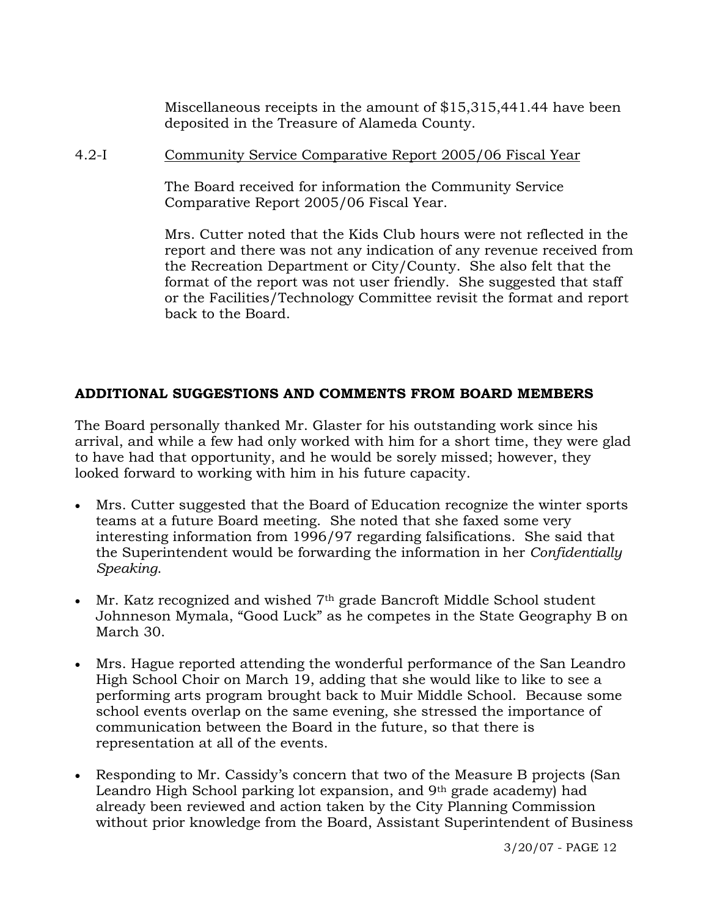Miscellaneous receipts in the amount of $15,315,441.44 have been deposited in the Treasure of Alameda County.

4.2-I <u>Community Service Comparative Report 2005/06 Fiscal Year</u>

The Board received for information the Community Service Comparative Report 2005/06 Fiscal Year.

Mrs. Cutter noted that the Kids Club hours were not reflected in the report and there was not any indication of any revenue received from the Recreation Department or City/County. She also felt that the format of the report was not user friendly. She suggested that staff or the Facilities/Technology Committee revisit the format and report back to the Board.

**ADDITIONAL SUGGESTIONS AND COMMENTS FROM BOARD MEMBERS**

The Board personally thanked Mr. Glaster for his outstanding work since his arrival, and while a few had only worked with him for a short time, they were glad to have had that opportunity, and he would be sorely missed; however, they looked forward to working with him in his future capacity.

- Mrs. Cutter suggested that the Board of Education recognize the winter sports teams at a future Board meeting. She noted that she faxed some very interesting information from 1996/97 regarding falsifications. She said that the Superintendent would be forwarding the information in her *Confidentially Speaking*.
- Mr. Katz recognized and wished 7th grade Bancroft Middle School student Johnneson Mymala, "Good Luck" as he competes in the State Geography B on March 30.
- Mrs. Hague reported attending the wonderful performance of the San Leandro High School Choir on March 19, adding that she would like to like to see a performing arts program brought back to Muir Middle School. Because some school events overlap on the same evening, she stressed the importance of communication between the Board in the future, so that there is representation at all of the events.
- Responding to Mr. Cassidy's concern that two of the Measure B projects (San Leandro High School parking lot expansion, and 9th grade academy) had already been reviewed and action taken by the City Planning Commission without prior knowledge from the Board, Assistant Superintendent of Business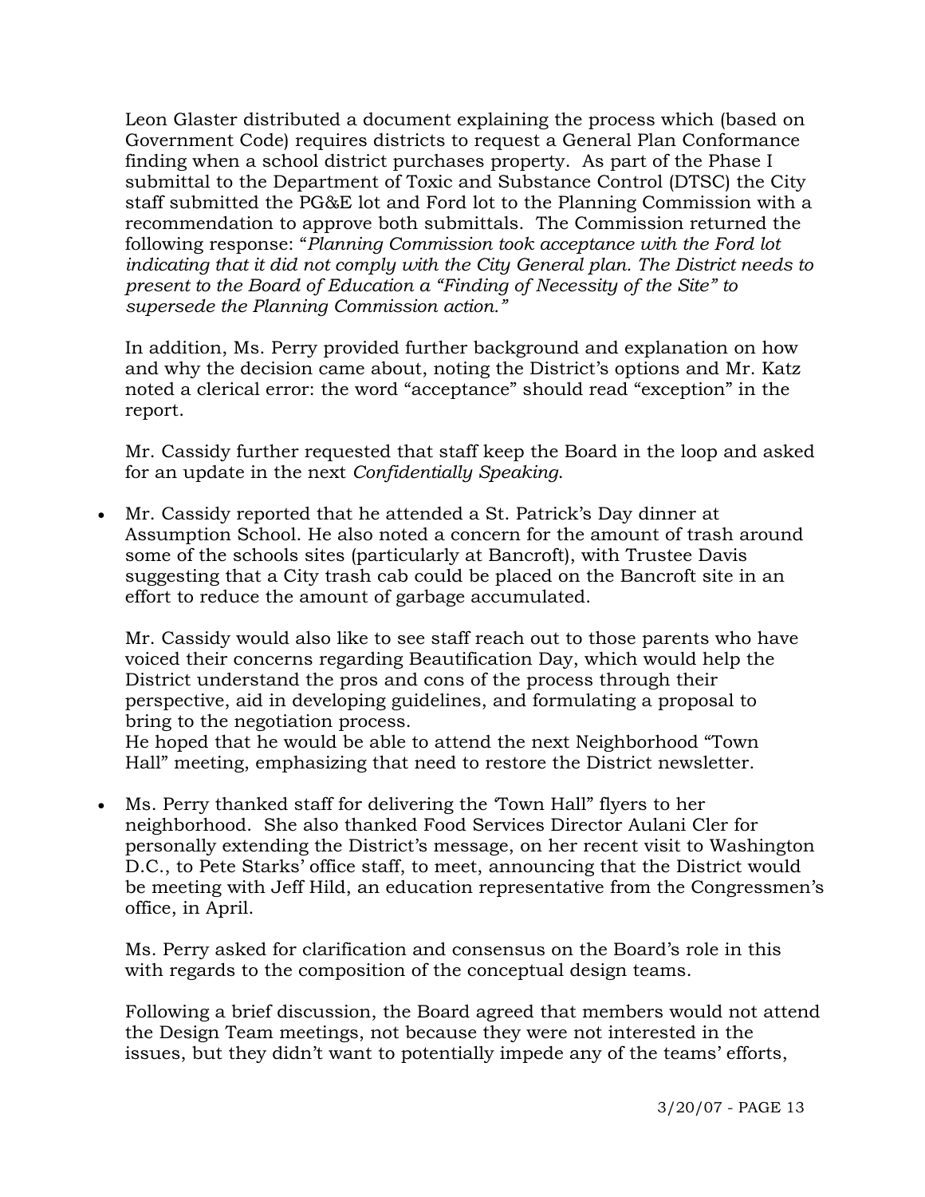Leon Glaster distributed a document explaining the process which (based on Government Code) requires districts to request a General Plan Conformance finding when a school district purchases property. As part of the Phase I submittal to the Department of Toxic and Substance Control (DTSC) the City staff submitted the PG&E lot and Ford lot to the Planning Commission with a recommendation to approve both submittals. The Commission returned the following response: "*Planning Commission took acceptance with the Ford lot indicating that it did not comply with the City General plan. The District needs to present to the Board of Education a "Finding of Necessity of the Site" to supersede the Planning Commission action.*"

In addition, Ms. Perry provided further background and explanation on how and why the decision came about, noting the District's options and Mr. Katz noted a clerical error: the word "acceptance" should read "exception" in the report.

Mr. Cassidy further requested that staff keep the Board in the loop and asked for an update in the next *Confidentially Speaking*.

- Mr. Cassidy reported that he attended a St. Patrick's Day dinner at Assumption School. He also noted a concern for the amount of trash around some of the schools sites (particularly at Bancroft), with Trustee Davis suggesting that a City trash cab could be placed on the Bancroft site in an effort to reduce the amount of garbage accumulated.

  Mr. Cassidy would also like to see staff reach out to those parents who have voiced their concerns regarding Beautification Day, which would help the District understand the pros and cons of the process through their perspective, aid in developing guidelines, and formulating a proposal to bring to the negotiation process.
  He hoped that he would be able to attend the next Neighborhood "Town Hall" meeting, emphasizing that need to restore the District newsletter.

- Ms. Perry thanked staff for delivering the 'Town Hall" flyers to her neighborhood. She also thanked Food Services Director Aulani Cler for personally extending the District's message, on her recent visit to Washington D.C., to Pete Starks' office staff, to meet, announcing that the District would be meeting with Jeff Hild, an education representative from the Congressmen's office, in April.

  Ms. Perry asked for clarification and consensus on the Board's role in this with regards to the composition of the conceptual design teams.

  Following a brief discussion, the Board agreed that members would not attend the Design Team meetings, not because they were not interested in the issues, but they didn't want to potentially impede any of the teams' efforts,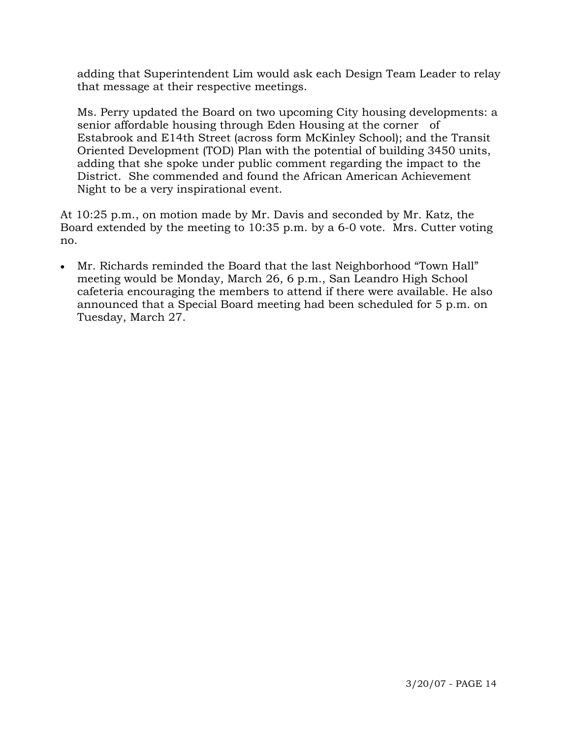adding that Superintendent Lim would ask each Design Team Leader to relay that message at their respective meetings.

Ms. Perry updated the Board on two upcoming City housing developments: a senior affordable housing through Eden Housing at the corner of Estabrook and E14th Street (across form McKinley School); and the Transit Oriented Development (TOD) Plan with the potential of building 3450 units, adding that she spoke under public comment regarding the impact to the District. She commended and found the African American Achievement Night to be a very inspirational event.

At 10:25 p.m., on motion made by Mr. Davis and seconded by Mr. Katz, the Board extended by the meeting to 10:35 p.m. by a 6-0 vote. Mrs. Cutter voting no.

- Mr. Richards reminded the Board that the last Neighborhood "Town Hall" meeting would be Monday, March 26, 6 p.m., San Leandro High School cafeteria encouraging the members to attend if there were available. He also announced that a Special Board meeting had been scheduled for 5 p.m. on Tuesday, March 27.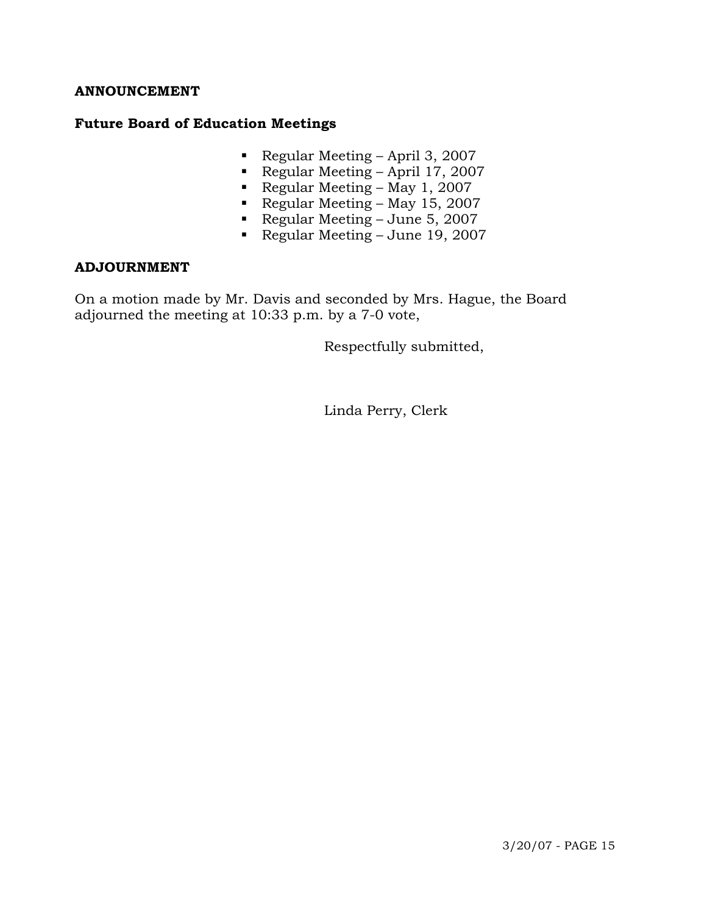**ANNOUNCEMENT**

**Future Board of Education Meetings**

- Regular Meeting – April 3, 2007
- Regular Meeting – April 17, 2007
- Regular Meeting – May 1, 2007
- Regular Meeting – May 15, 2007
- Regular Meeting – June 5, 2007
- Regular Meeting – June 19, 2007

**ADJOURNMENT**

On a motion made by Mr. Davis and seconded by Mrs. Hague, the Board adjourned the meeting at 10:33 p.m. by a 7-0 vote,

Respectfully submitted,

Linda Perry, Clerk